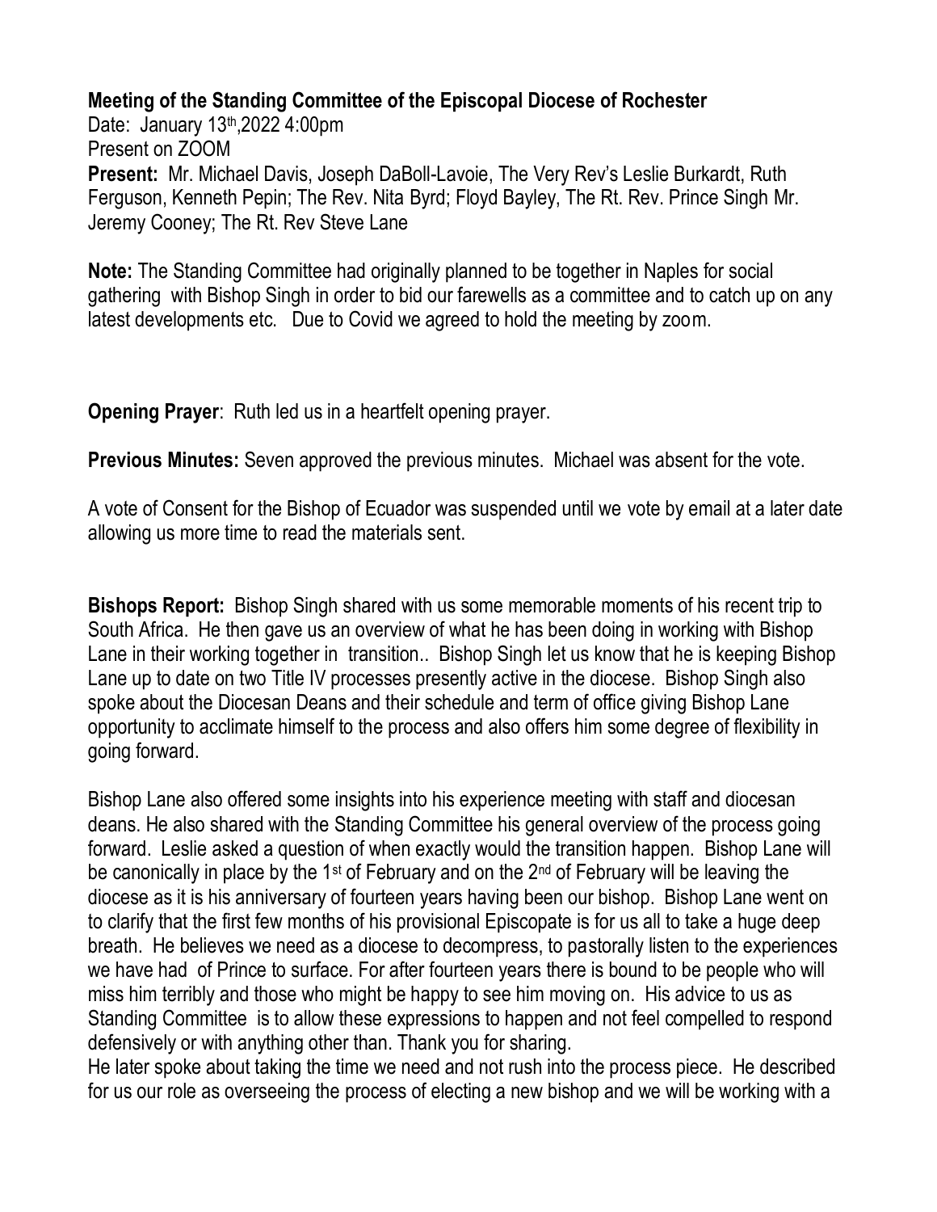**Meeting of the Standing Committee of the Episcopal Diocese of Rochester**
Date: January 13th,2022 4:00pm
Present on ZOOM
**Present:** Mr. Michael Davis, Joseph DaBoll-Lavoie, The Very Rev's Leslie Burkardt, Ruth Ferguson, Kenneth Pepin; The Rev. Nita Byrd; Floyd Bayley, The Rt. Rev. Prince Singh Mr. Jeremy Cooney; The Rt. Rev Steve Lane

**Note:** The Standing Committee had originally planned to be together in Naples for social gathering with Bishop Singh in order to bid our farewells as a committee and to catch up on any latest developments etc. Due to Covid we agreed to hold the meeting by zoom.

**Opening Prayer**: Ruth led us in a heartfelt opening prayer.

**Previous Minutes:** Seven approved the previous minutes. Michael was absent for the vote.

A vote of Consent for the Bishop of Ecuador was suspended until we vote by email at a later date allowing us more time to read the materials sent.

**Bishops Report:** Bishop Singh shared with us some memorable moments of his recent trip to South Africa. He then gave us an overview of what he has been doing in working with Bishop Lane in their working together in transition.. Bishop Singh let us know that he is keeping Bishop Lane up to date on two Title IV processes presently active in the diocese. Bishop Singh also spoke about the Diocesan Deans and their schedule and term of office giving Bishop Lane opportunity to acclimate himself to the process and also offers him some degree of flexibility in going forward.

Bishop Lane also offered some insights into his experience meeting with staff and diocesan deans. He also shared with the Standing Committee his general overview of the process going forward. Leslie asked a question of when exactly would the transition happen. Bishop Lane will be canonically in place by the 1st of February and on the 2nd of February will be leaving the diocese as it is his anniversary of fourteen years having been our bishop. Bishop Lane went on to clarify that the first few months of his provisional Episcopate is for us all to take a huge deep breath. He believes we need as a diocese to decompress, to pastorally listen to the experiences we have had of Prince to surface. For after fourteen years there is bound to be people who will miss him terribly and those who might be happy to see him moving on. His advice to us as Standing Committee is to allow these expressions to happen and not feel compelled to respond defensively or with anything other than. Thank you for sharing.
He later spoke about taking the time we need and not rush into the process piece. He described for us our role as overseeing the process of electing a new bishop and we will be working with a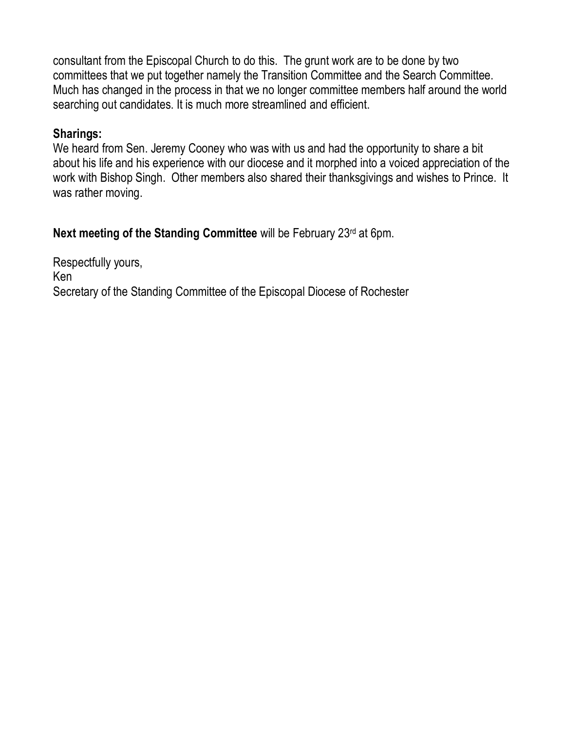consultant from the Episcopal Church to do this. The grunt work are to be done by two committees that we put together namely the Transition Committee and the Search Committee. Much has changed in the process in that we no longer committee members half around the world searching out candidates. It is much more streamlined and efficient.

**Sharings:**
We heard from Sen. Jeremy Cooney who was with us and had the opportunity to share a bit about his life and his experience with our diocese and it morphed into a voiced appreciation of the work with Bishop Singh. Other members also shared their thanksgivings and wishes to Prince. It was rather moving.

**Next meeting of the Standing Committee** will be February 23rd at 6pm.

Respectfully yours,
Ken
Secretary of the Standing Committee of the Episcopal Diocese of Rochester